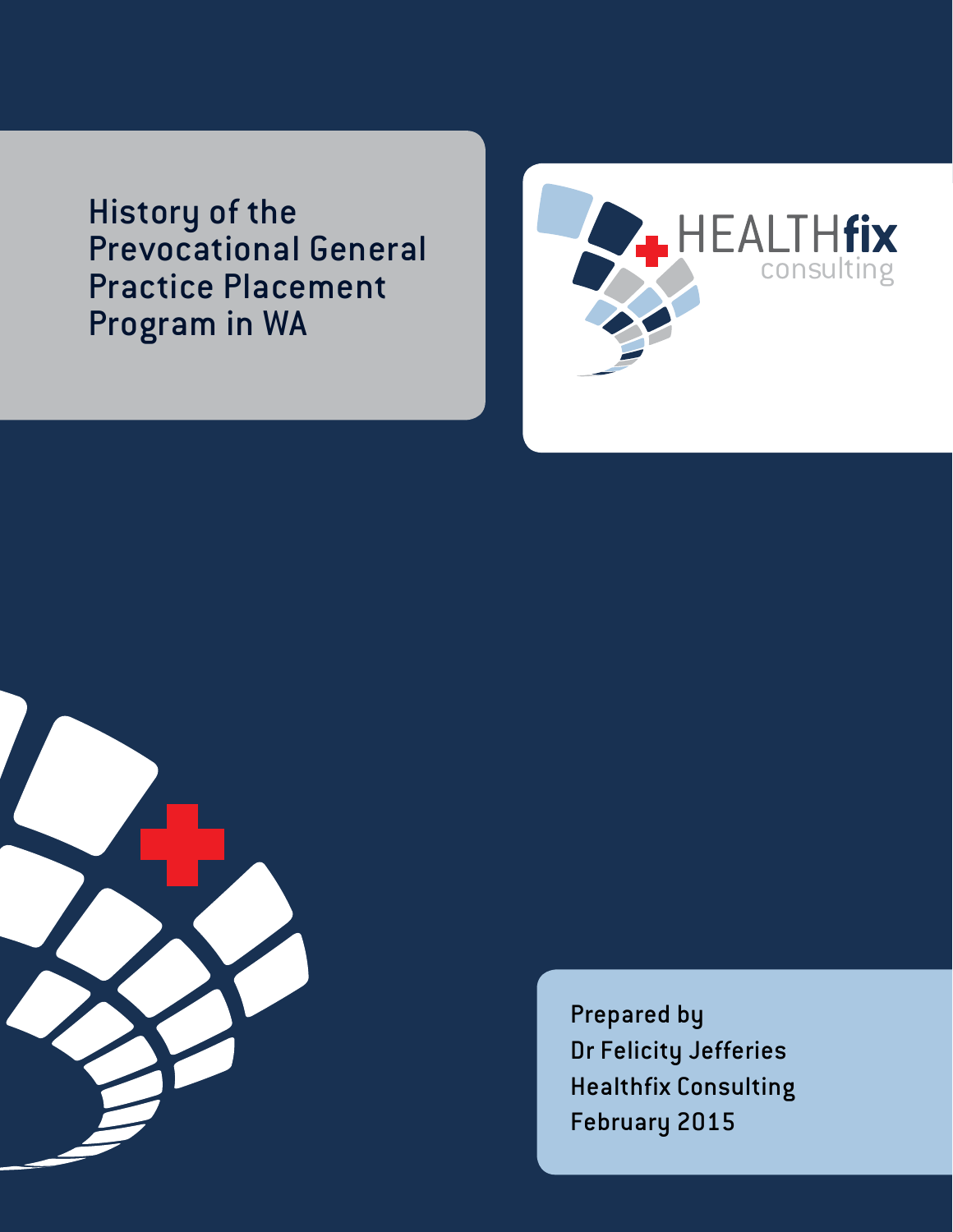# History of the Prevocational General Practice Placement Program in WA

HEALTHfix consulting

Prepared by
Dr Felicity Jefferies
Healthfix Consulting
February 2015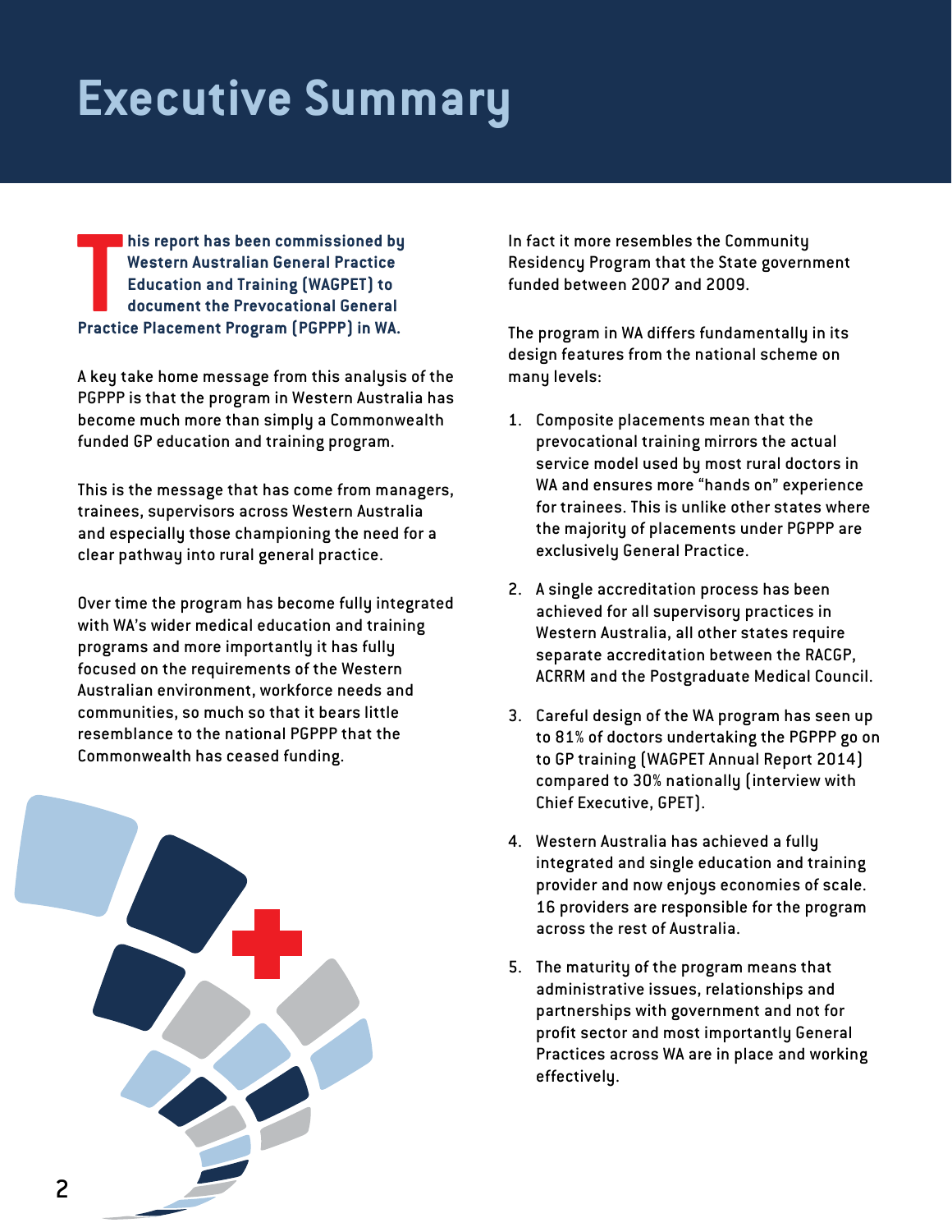# Executive Summary

**This report has been commissioned by Western Australian General Practice Education and Training (WAGPET) to document the Prevocational General Practice Placement Program (PGPPP) in WA.**

A key take home message from this analysis of the PGPPP is that the program in Western Australia has become much more than simply a Commonwealth funded GP education and training program.

This is the message that has come from managers, trainees, supervisors across Western Australia and especially those championing the need for a clear pathway into rural general practice.

Over time the program has become fully integrated with WA's wider medical education and training programs and more importantly it has fully focused on the requirements of the Western Australian environment, workforce needs and communities, so much so that it bears little resemblance to the national PGPPP that the Commonwealth has ceased funding.

In fact it more resembles the Community Residency Program that the State government funded between 2007 and 2009.

The program in WA differs fundamentally in its design features from the national scheme on many levels:

1. Composite placements mean that the prevocational training mirrors the actual service model used by most rural doctors in WA and ensures more "hands on" experience for trainees. This is unlike other states where the majority of placements under PGPPP are exclusively General Practice.

2. A single accreditation process has been achieved for all supervisory practices in Western Australia, all other states require separate accreditation between the RACGP, ACRRM and the Postgraduate Medical Council.

3. Careful design of the WA program has seen up to 81% of doctors undertaking the PGPPP go on to GP training (WAGPET Annual Report 2014) compared to 30% nationally (interview with Chief Executive, GPET).

4. Western Australia has achieved a fully integrated and single education and training provider and now enjoys economies of scale. 16 providers are responsible for the program across the rest of Australia.

5. The maturity of the program means that administrative issues, relationships and partnerships with government and not for profit sector and most importantly General Practices across WA are in place and working effectively.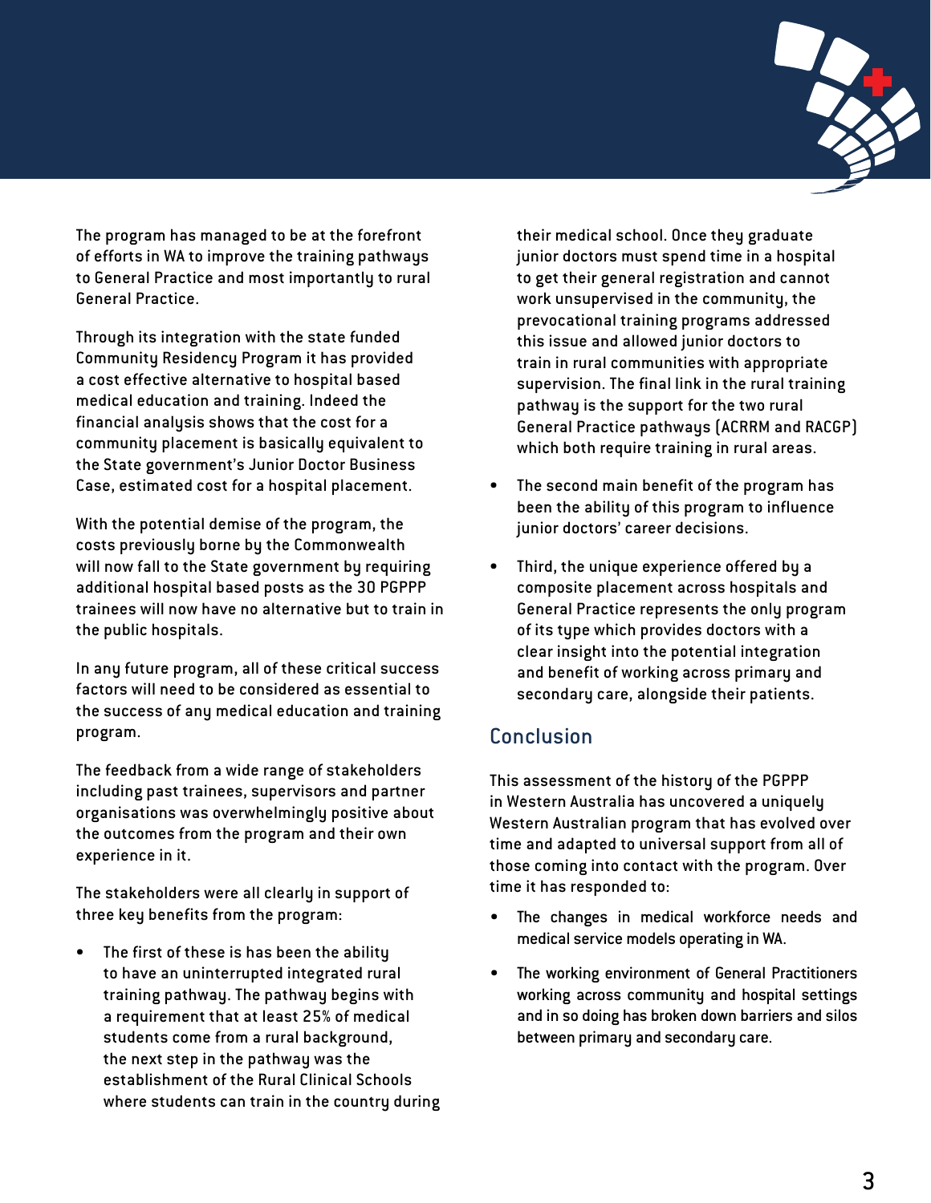The program has managed to be at the forefront of efforts in WA to improve the training pathways to General Practice and most importantly to rural General Practice.

Through its integration with the state funded Community Residency Program it has provided a cost effective alternative to hospital based medical education and training. Indeed the financial analysis shows that the cost for a community placement is basically equivalent to the State government's Junior Doctor Business Case, estimated cost for a hospital placement.

With the potential demise of the program, the costs previously borne by the Commonwealth will now fall to the State government by requiring additional hospital based posts as the 30 PGPPP trainees will now have no alternative but to train in the public hospitals.

In any future program, all of these critical success factors will need to be considered as essential to the success of any medical education and training program.

The feedback from a wide range of stakeholders including past trainees, supervisors and partner organisations was overwhelmingly positive about the outcomes from the program and their own experience in it.

The stakeholders were all clearly in support of three key benefits from the program:

- The first of these is has been the ability to have an uninterrupted integrated rural training pathway. The pathway begins with a requirement that at least 25% of medical students come from a rural background, the next step in the pathway was the establishment of the Rural Clinical Schools where students can train in the country during their medical school. Once they graduate junior doctors must spend time in a hospital to get their general registration and cannot work unsupervised in the community, the prevocational training programs addressed this issue and allowed junior doctors to train in rural communities with appropriate supervision. The final link in the rural training pathway is the support for the two rural General Practice pathways (ACRRM and RACGP) which both require training in rural areas.
- The second main benefit of the program has been the ability of this program to influence junior doctors' career decisions.
- Third, the unique experience offered by a composite placement across hospitals and General Practice represents the only program of its type which provides doctors with a clear insight into the potential integration and benefit of working across primary and secondary care, alongside their patients.

## Conclusion

This assessment of the history of the PGPPP in Western Australia has uncovered a uniquely Western Australian program that has evolved over time and adapted to universal support from all of those coming into contact with the program. Over time it has responded to:

- The changes in medical workforce needs and medical service models operating in WA.
- The working environment of General Practitioners working across community and hospital settings and in so doing has broken down barriers and silos between primary and secondary care.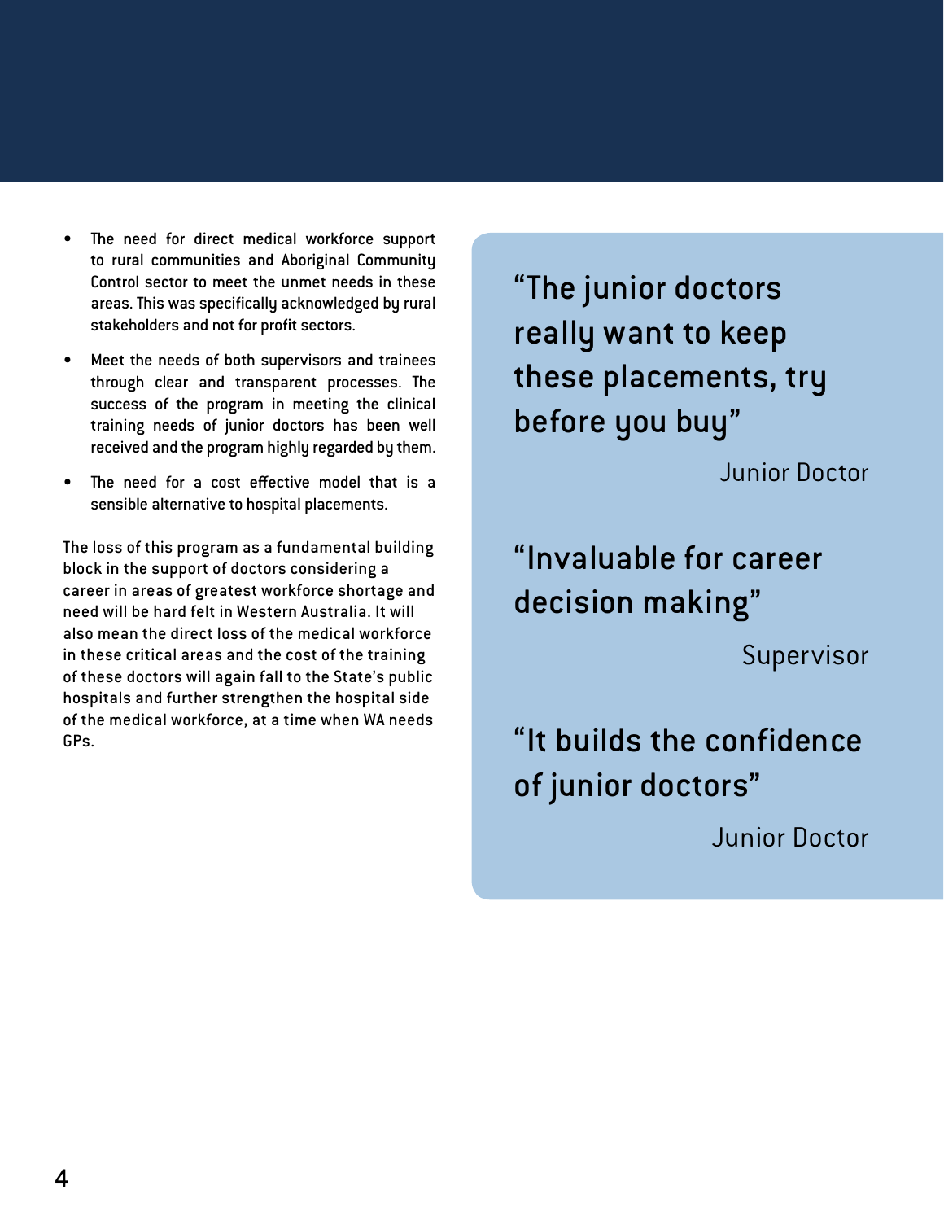- The need for direct medical workforce support to rural communities and Aboriginal Community Control sector to meet the unmet needs in these areas. This was specifically acknowledged by rural stakeholders and not for profit sectors.
- Meet the needs of both supervisors and trainees through clear and transparent processes. The success of the program in meeting the clinical training needs of junior doctors has been well received and the program highly regarded by them.
- The need for a cost effective model that is a sensible alternative to hospital placements.

The loss of this program as a fundamental building block in the support of doctors considering a career in areas of greatest workforce shortage and need will be hard felt in Western Australia. It will also mean the direct loss of the medical workforce in these critical areas and the cost of the training of these doctors will again fall to the State's public hospitals and further strengthen the hospital side of the medical workforce, at a time when WA needs GPs.

> “The junior doctors really want to keep these placements, try before you buy”
>
> Junior Doctor

> “Invaluable for career decision making”
>
> Supervisor

> “It builds the confidence of junior doctors”
>
> Junior Doctor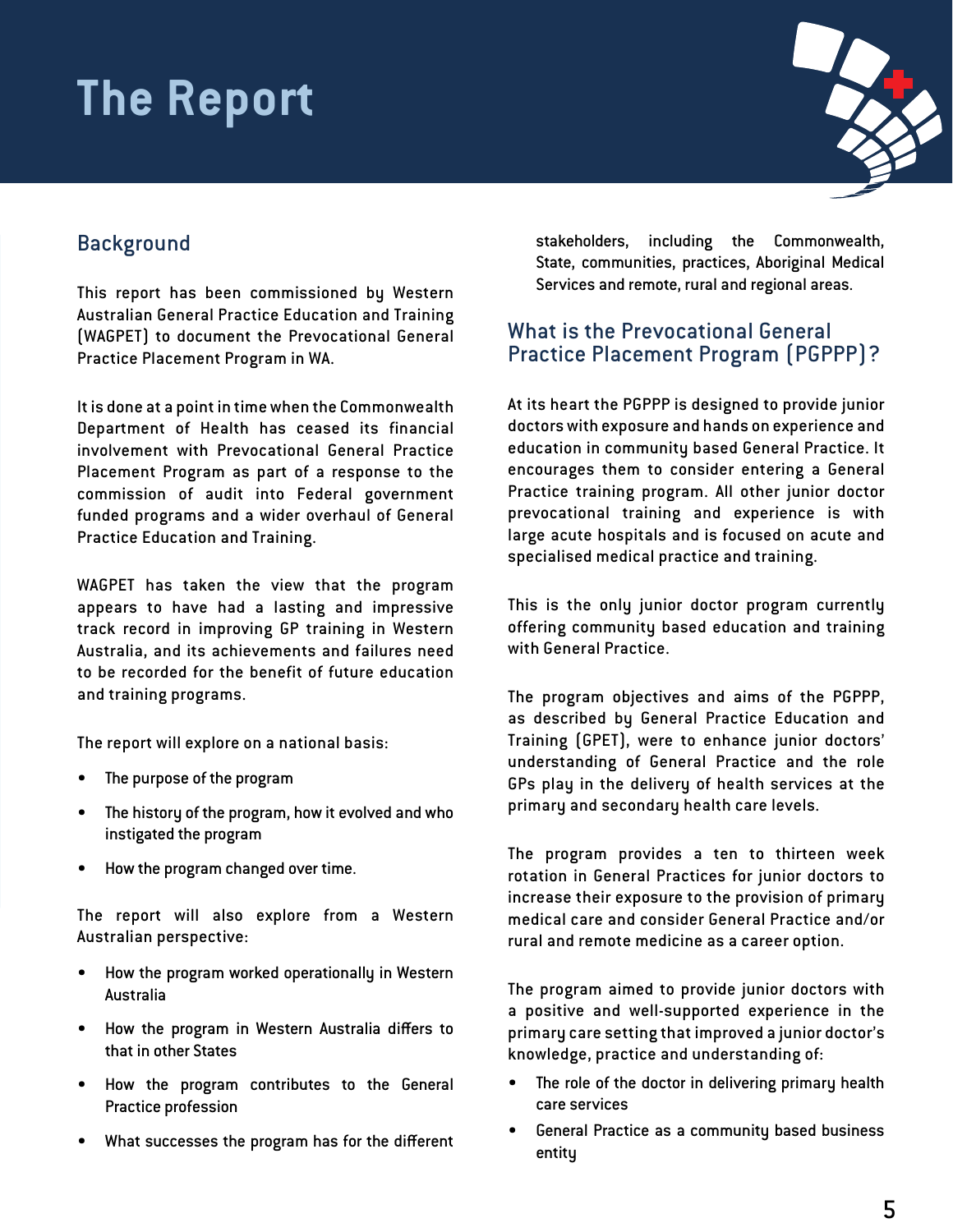# The Report

## Background

This report has been commissioned by Western Australian General Practice Education and Training (WAGPET) to document the Prevocational General Practice Placement Program in WA.

It is done at a point in time when the Commonwealth Department of Health has ceased its financial involvement with Prevocational General Practice Placement Program as part of a response to the commission of audit into Federal government funded programs and a wider overhaul of General Practice Education and Training.

WAGPET has taken the view that the program appears to have had a lasting and impressive track record in improving GP training in Western Australia, and its achievements and failures need to be recorded for the benefit of future education and training programs.

The report will explore on a national basis:

- The purpose of the program
- The history of the program, how it evolved and who instigated the program
- How the program changed over time.

The report will also explore from a Western Australian perspective:

- How the program worked operationally in Western Australia
- How the program in Western Australia differs to that in other States
- How the program contributes to the General Practice profession
- What successes the program has for the different stakeholders, including the Commonwealth, State, communities, practices, Aboriginal Medical Services and remote, rural and regional areas.

## What is the Prevocational General Practice Placement Program (PGPPP)?

At its heart the PGPPP is designed to provide junior doctors with exposure and hands on experience and education in community based General Practice. It encourages them to consider entering a General Practice training program. All other junior doctor prevocational training and experience is with large acute hospitals and is focused on acute and specialised medical practice and training.

This is the only junior doctor program currently offering community based education and training with General Practice.

The program objectives and aims of the PGPPP, as described by General Practice Education and Training (GPET), were to enhance junior doctors' understanding of General Practice and the role GPs play in the delivery of health services at the primary and secondary health care levels.

The program provides a ten to thirteen week rotation in General Practices for junior doctors to increase their exposure to the provision of primary medical care and consider General Practice and/or rural and remote medicine as a career option.

The program aimed to provide junior doctors with a positive and well-supported experience in the primary care setting that improved a junior doctor's knowledge, practice and understanding of:

- The role of the doctor in delivering primary health care services
- General Practice as a community based business entity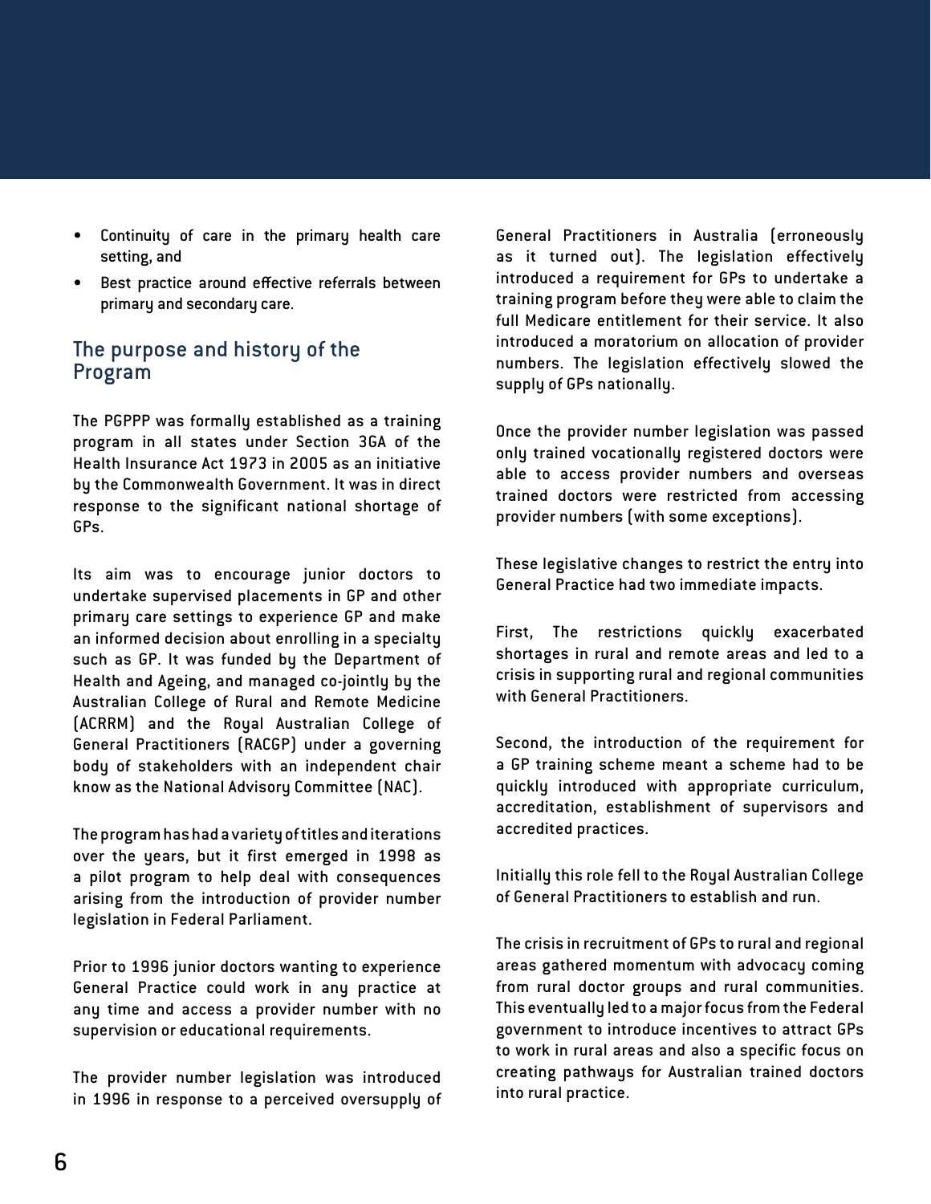- Continuity of care in the primary health care setting, and
- Best practice around effective referrals between primary and secondary care.

## The purpose and history of the Program

The PGPPP was formally established as a training program in all states under Section 3GA of the Health Insurance Act 1973 in 2005 as an initiative by the Commonwealth Government. It was in direct response to the significant national shortage of GPs.

Its aim was to encourage junior doctors to undertake supervised placements in GP and other primary care settings to experience GP and make an informed decision about enrolling in a specialty such as GP. It was funded by the Department of Health and Ageing, and managed co-jointly by the Australian College of Rural and Remote Medicine (ACRRM) and the Royal Australian College of General Practitioners (RACGP) under a governing body of stakeholders with an independent chair know as the National Advisory Committee (NAC).

The program has had a variety of titles and iterations over the years, but it first emerged in 1998 as a pilot program to help deal with consequences arising from the introduction of provider number legislation in Federal Parliament.

Prior to 1996 junior doctors wanting to experience General Practice could work in any practice at any time and access a provider number with no supervision or educational requirements.

The provider number legislation was introduced in 1996 in response to a perceived oversupply of General Practitioners in Australia (erroneously as it turned out). The legislation effectively introduced a requirement for GPs to undertake a training program before they were able to claim the full Medicare entitlement for their service. It also introduced a moratorium on allocation of provider numbers. The legislation effectively slowed the supply of GPs nationally.

Once the provider number legislation was passed only trained vocationally registered doctors were able to access provider numbers and overseas trained doctors were restricted from accessing provider numbers (with some exceptions).

These legislative changes to restrict the entry into General Practice had two immediate impacts.

First, The restrictions quickly exacerbated shortages in rural and remote areas and led to a crisis in supporting rural and regional communities with General Practitioners.

Second, the introduction of the requirement for a GP training scheme meant a scheme had to be quickly introduced with appropriate curriculum, accreditation, establishment of supervisors and accredited practices.

Initially this role fell to the Royal Australian College of General Practitioners to establish and run.

The crisis in recruitment of GPs to rural and regional areas gathered momentum with advocacy coming from rural doctor groups and rural communities. This eventually led to a major focus from the Federal government to introduce incentives to attract GPs to work in rural areas and also a specific focus on creating pathways for Australian trained doctors into rural practice.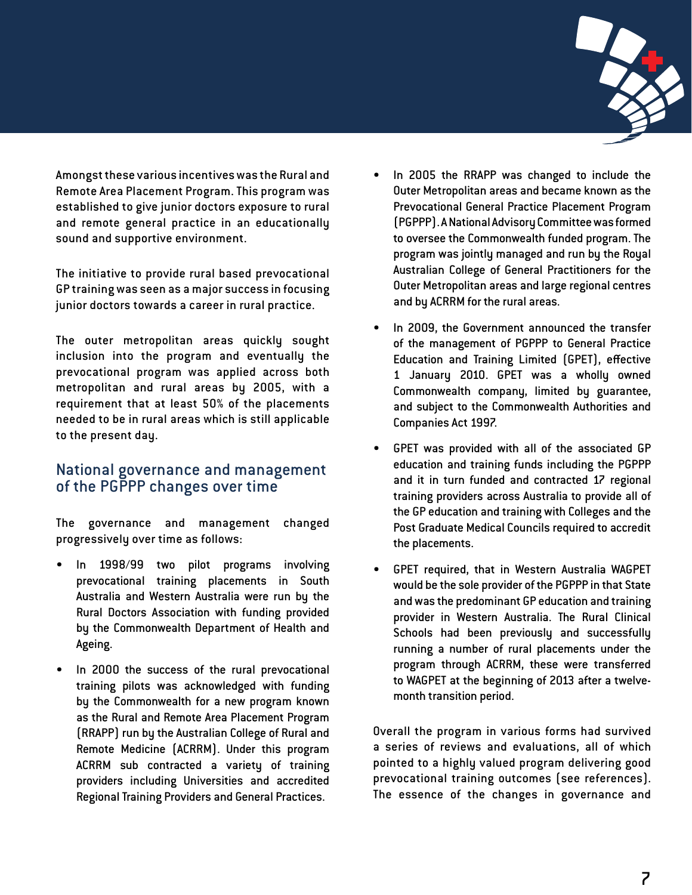Amongst these various incentives was the Rural and Remote Area Placement Program. This program was established to give junior doctors exposure to rural and remote general practice in an educationally sound and supportive environment.

The initiative to provide rural based prevocational GP training was seen as a major success in focusing junior doctors towards a career in rural practice.

The outer metropolitan areas quickly sought inclusion into the program and eventually the prevocational program was applied across both metropolitan and rural areas by 2005, with a requirement that at least 50% of the placements needed to be in rural areas which is still applicable to the present day.

## National governance and management of the PGPPP changes over time

The governance and management changed progressively over time as follows:

- In 1998/99 two pilot programs involving prevocational training placements in South Australia and Western Australia were run by the Rural Doctors Association with funding provided by the Commonwealth Department of Health and Ageing.
- In 2000 the success of the rural prevocational training pilots was acknowledged with funding by the Commonwealth for a new program known as the Rural and Remote Area Placement Program (RRAPP) run by the Australian College of Rural and Remote Medicine (ACRRM). Under this program ACRRM sub contracted a variety of training providers including Universities and accredited Regional Training Providers and General Practices.
- In 2005 the RRAPP was changed to include the Outer Metropolitan areas and became known as the Prevocational General Practice Placement Program (PGPPP). A National Advisory Committee was formed to oversee the Commonwealth funded program. The program was jointly managed and run by the Royal Australian College of General Practitioners for the Outer Metropolitan areas and large regional centres and by ACRRM for the rural areas.
- In 2009, the Government announced the transfer of the management of PGPPP to General Practice Education and Training Limited (GPET), effective 1 January 2010. GPET was a wholly owned Commonwealth company, limited by guarantee, and subject to the Commonwealth Authorities and Companies Act 1997.
- GPET was provided with all of the associated GP education and training funds including the PGPPP and it in turn funded and contracted 17 regional training providers across Australia to provide all of the GP education and training with Colleges and the Post Graduate Medical Councils required to accredit the placements.
- GPET required, that in Western Australia WAGPET would be the sole provider of the PGPPP in that State and was the predominant GP education and training provider in Western Australia. The Rural Clinical Schools had been previously and successfully running a number of rural placements under the program through ACRRM, these were transferred to WAGPET at the beginning of 2013 after a twelve-month transition period.

Overall the program in various forms had survived a series of reviews and evaluations, all of which pointed to a highly valued program delivering good prevocational training outcomes (see references). The essence of the changes in governance and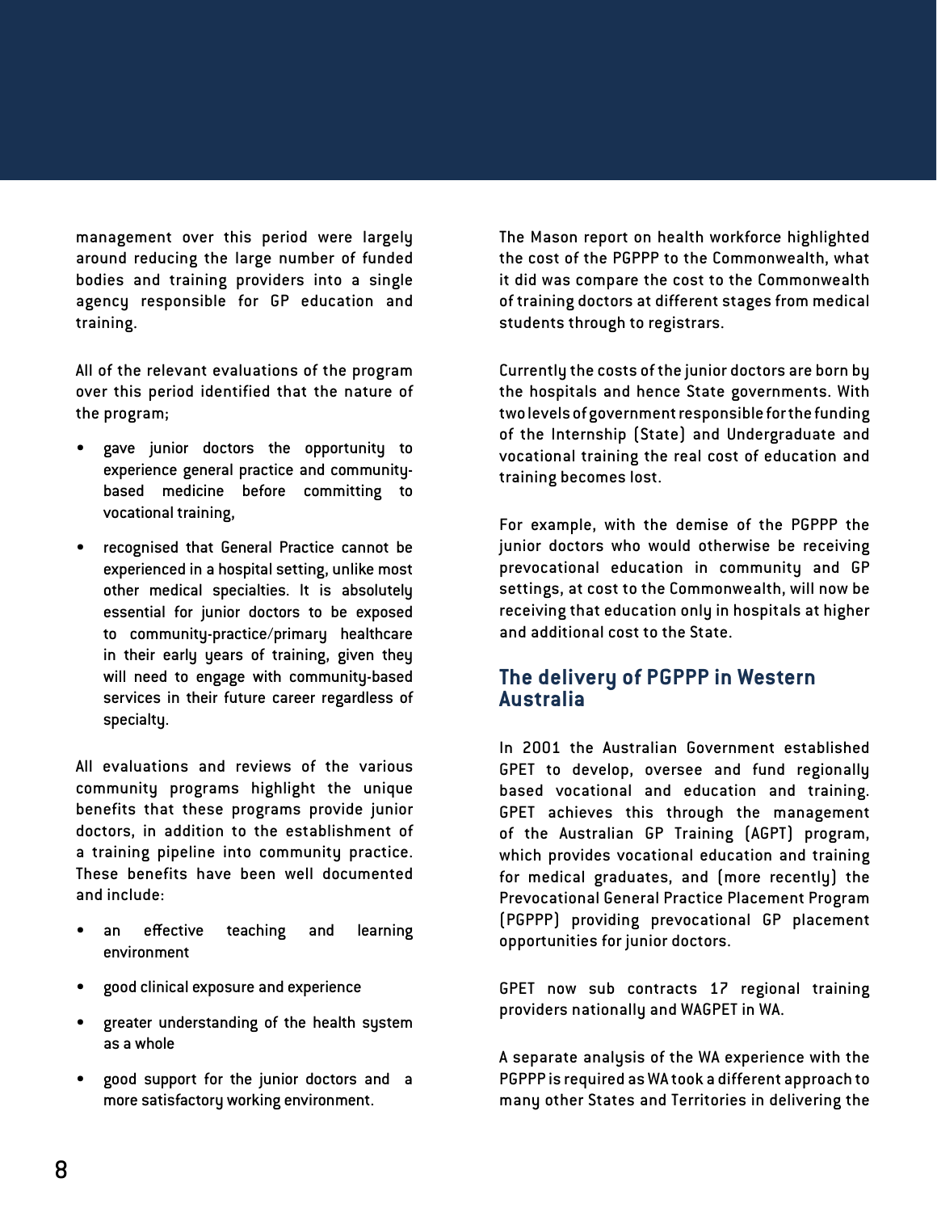management over this period were largely around reducing the large number of funded bodies and training providers into a single agency responsible for GP education and training.

All of the relevant evaluations of the program over this period identified that the nature of the program;

- gave junior doctors the opportunity to experience general practice and community-based medicine before committing to vocational training,
- recognised that General Practice cannot be experienced in a hospital setting, unlike most other medical specialties. It is absolutely essential for junior doctors to be exposed to community-practice/primary healthcare in their early years of training, given they will need to engage with community-based services in their future career regardless of specialty.

All evaluations and reviews of the various community programs highlight the unique benefits that these programs provide junior doctors, in addition to the establishment of a training pipeline into community practice. These benefits have been well documented and include:

- an effective teaching and learning environment
- good clinical exposure and experience
- greater understanding of the health system as a whole
- good support for the junior doctors and a more satisfactory working environment.

The Mason report on health workforce highlighted the cost of the PGPPP to the Commonwealth, what it did was compare the cost to the Commonwealth of training doctors at different stages from medical students through to registrars.

Currently the costs of the junior doctors are born by the hospitals and hence State governments. With two levels of government responsible for the funding of the Internship (State) and Undergraduate and vocational training the real cost of education and training becomes lost.

For example, with the demise of the PGPPP the junior doctors who would otherwise be receiving prevocational education in community and GP settings, at cost to the Commonwealth, will now be receiving that education only in hospitals at higher and additional cost to the State.

## The delivery of PGPPP in Western Australia

In 2001 the Australian Government established GPET to develop, oversee and fund regionally based vocational and education and training. GPET achieves this through the management of the Australian GP Training (AGPT) program, which provides vocational education and training for medical graduates, and (more recently) the Prevocational General Practice Placement Program (PGPPP) providing prevocational GP placement opportunities for junior doctors.

GPET now sub contracts 17 regional training providers nationally and WAGPET in WA.

A separate analysis of the WA experience with the PGPPP is required as WA took a different approach to many other States and Territories in delivering the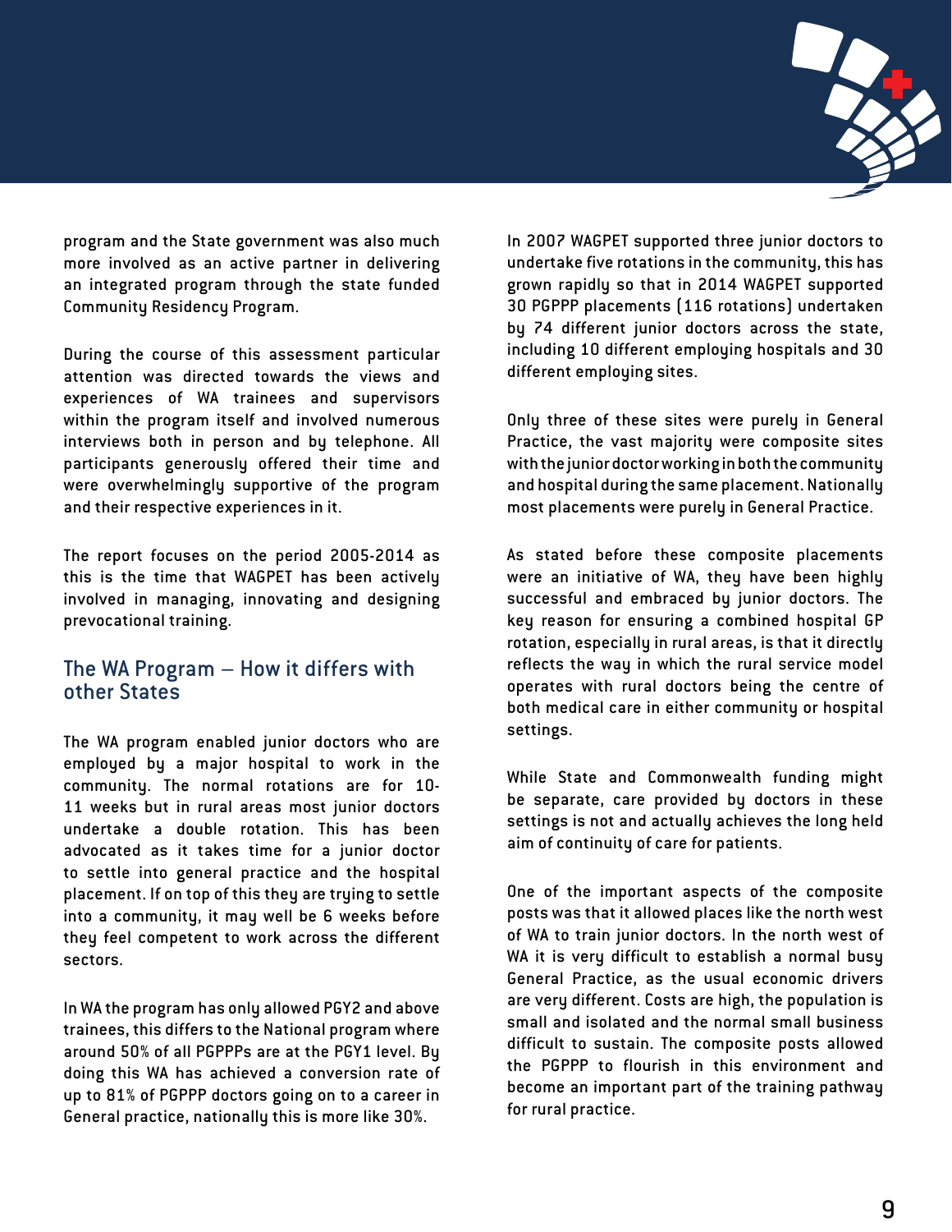program and the State government was also much more involved as an active partner in delivering an integrated program through the state funded Community Residency Program.

During the course of this assessment particular attention was directed towards the views and experiences of WA trainees and supervisors within the program itself and involved numerous interviews both in person and by telephone. All participants generously offered their time and were overwhelmingly supportive of the program and their respective experiences in it.

The report focuses on the period 2005-2014 as this is the time that WAGPET has been actively involved in managing, innovating and designing prevocational training.

## The WA Program – How it differs with other States

The WA program enabled junior doctors who are employed by a major hospital to work in the community. The normal rotations are for 10-11 weeks but in rural areas most junior doctors undertake a double rotation. This has been advocated as it takes time for a junior doctor to settle into general practice and the hospital placement. If on top of this they are trying to settle into a community, it may well be 6 weeks before they feel competent to work across the different sectors.

In WA the program has only allowed PGY2 and above trainees, this differs to the National program where around 50% of all PGPPPs are at the PGY1 level. By doing this WA has achieved a conversion rate of up to 81% of PGPPP doctors going on to a career in General practice, nationally this is more like 30%.

In 2007 WAGPET supported three junior doctors to undertake five rotations in the community, this has grown rapidly so that in 2014 WAGPET supported 30 PGPPP placements (116 rotations) undertaken by 74 different junior doctors across the state, including 10 different employing hospitals and 30 different employing sites.

Only three of these sites were purely in General Practice, the vast majority were composite sites with the junior doctor working in both the community and hospital during the same placement. Nationally most placements were purely in General Practice.

As stated before these composite placements were an initiative of WA, they have been highly successful and embraced by junior doctors. The key reason for ensuring a combined hospital GP rotation, especially in rural areas, is that it directly reflects the way in which the rural service model operates with rural doctors being the centre of both medical care in either community or hospital settings.

While State and Commonwealth funding might be separate, care provided by doctors in these settings is not and actually achieves the long held aim of continuity of care for patients.

One of the important aspects of the composite posts was that it allowed places like the north west of WA to train junior doctors. In the north west of WA it is very difficult to establish a normal busy General Practice, as the usual economic drivers are very different. Costs are high, the population is small and isolated and the normal small business difficult to sustain. The composite posts allowed the PGPPP to flourish in this environment and become an important part of the training pathway for rural practice.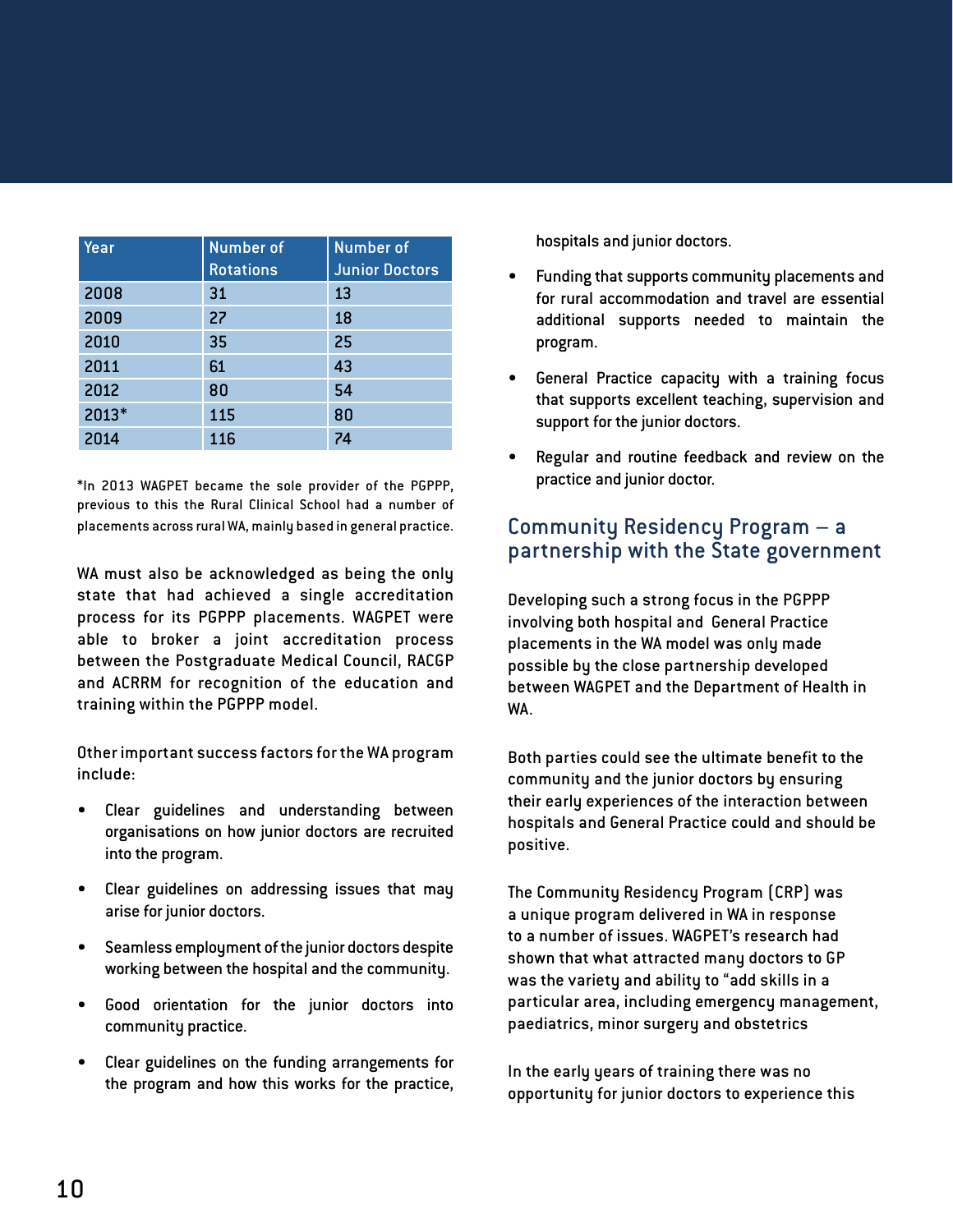| Year | Number of Rotations | Number of Junior Doctors |
|---|---|---|
| 2008 | 31 | 13 |
| 2009 | 27 | 18 |
| 2010 | 35 | 25 |
| 2011 | 61 | 43 |
| 2012 | 80 | 54 |
| 2013* | 115 | 80 |
| 2014 | 116 | 74 |

*In 2013 WAGPET became the sole provider of the PGPPP, previous to this the Rural Clinical School had a number of placements across rural WA, mainly based in general practice.

WA must also be acknowledged as being the only state that had achieved a single accreditation process for its PGPPP placements. WAGPET were able to broker a joint accreditation process between the Postgraduate Medical Council, RACGP and ACRRM for recognition of the education and training within the PGPPP model.

Other important success factors for the WA program include:

- Clear guidelines and understanding between organisations on how junior doctors are recruited into the program.
- Clear guidelines on addressing issues that may arise for junior doctors.
- Seamless employment of the junior doctors despite working between the hospital and the community.
- Good orientation for the junior doctors into community practice.
- Clear guidelines on the funding arrangements for the program and how this works for the practice, hospitals and junior doctors.
- Funding that supports community placements and for rural accommodation and travel are essential additional supports needed to maintain the program.
- General Practice capacity with a training focus that supports excellent teaching, supervision and support for the junior doctors.
- Regular and routine feedback and review on the practice and junior doctor.

## Community Residency Program – a partnership with the State government

Developing such a strong focus in the PGPPP involving both hospital and General Practice placements in the WA model was only made possible by the close partnership developed between WAGPET and the Department of Health in WA.

Both parties could see the ultimate benefit to the community and the junior doctors by ensuring their early experiences of the interaction between hospitals and General Practice could and should be positive.

The Community Residency Program (CRP) was a unique program delivered in WA in response to a number of issues. WAGPET's research had shown that what attracted many doctors to GP was the variety and ability to "add skills in a particular area, including emergency management, paediatrics, minor surgery and obstetrics

In the early years of training there was no opportunity for junior doctors to experience this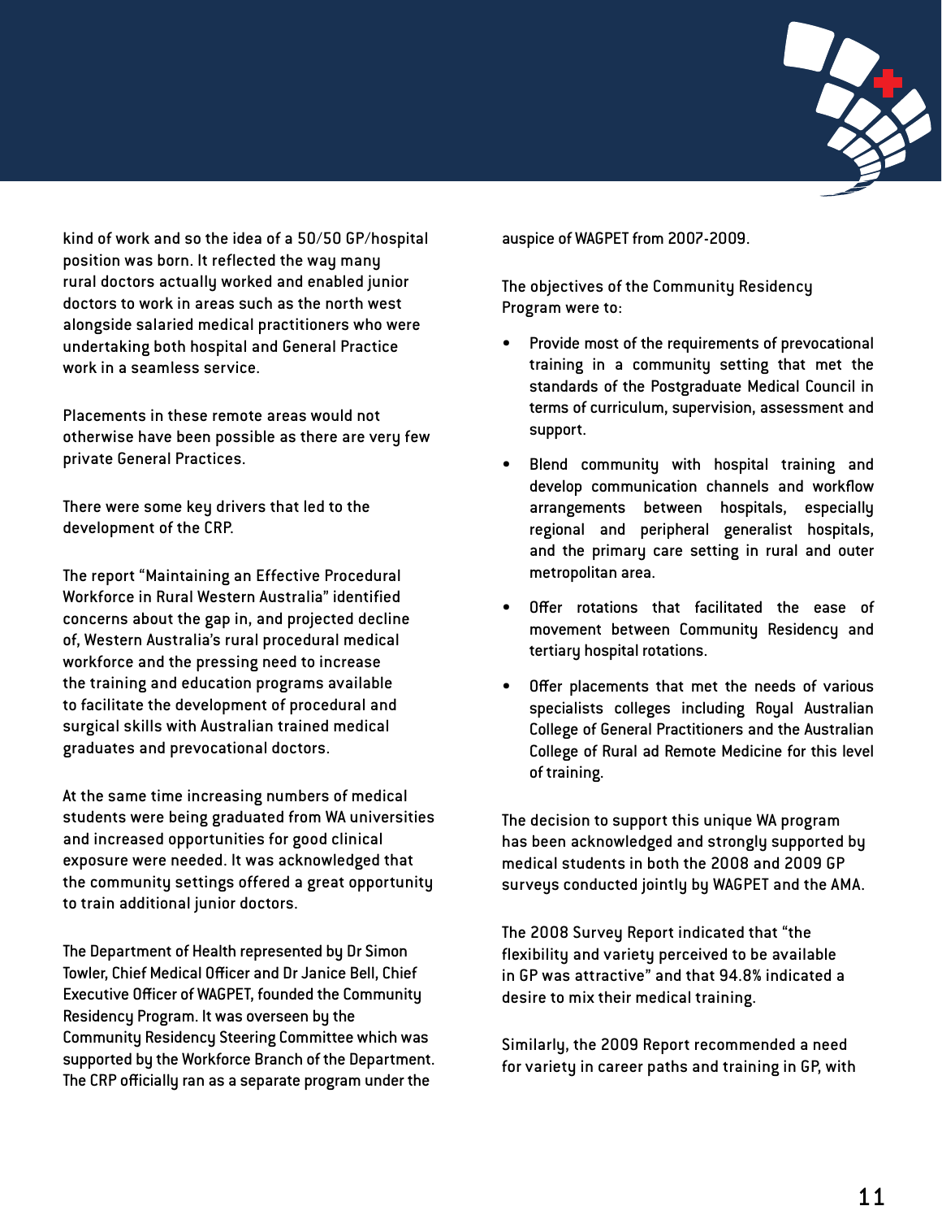kind of work and so the idea of a 50/50 GP/hospital position was born. It reflected the way many rural doctors actually worked and enabled junior doctors to work in areas such as the north west alongside salaried medical practitioners who were undertaking both hospital and General Practice work in a seamless service.

Placements in these remote areas would not otherwise have been possible as there are very few private General Practices.

There were some key drivers that led to the development of the CRP.

The report "Maintaining an Effective Procedural Workforce in Rural Western Australia" identified concerns about the gap in, and projected decline of, Western Australia's rural procedural medical workforce and the pressing need to increase the training and education programs available to facilitate the development of procedural and surgical skills with Australian trained medical graduates and prevocational doctors.

At the same time increasing numbers of medical students were being graduated from WA universities and increased opportunities for good clinical exposure were needed. It was acknowledged that the community settings offered a great opportunity to train additional junior doctors.

The Department of Health represented by Dr Simon Towler, Chief Medical Officer and Dr Janice Bell, Chief Executive Officer of WAGPET, founded the Community Residency Program. It was overseen by the Community Residency Steering Committee which was supported by the Workforce Branch of the Department. The CRP officially ran as a separate program under the auspice of WAGPET from 2007-2009.

The objectives of the Community Residency Program were to:

- Provide most of the requirements of prevocational training in a community setting that met the standards of the Postgraduate Medical Council in terms of curriculum, supervision, assessment and support.
- Blend community with hospital training and develop communication channels and workflow arrangements between hospitals, especially regional and peripheral generalist hospitals, and the primary care setting in rural and outer metropolitan area.
- Offer rotations that facilitated the ease of movement between Community Residency and tertiary hospital rotations.
- Offer placements that met the needs of various specialists colleges including Royal Australian College of General Practitioners and the Australian College of Rural ad Remote Medicine for this level of training.

The decision to support this unique WA program has been acknowledged and strongly supported by medical students in both the 2008 and 2009 GP surveys conducted jointly by WAGPET and the AMA.

The 2008 Survey Report indicated that "the flexibility and variety perceived to be available in GP was attractive" and that 94.8% indicated a desire to mix their medical training.

Similarly, the 2009 Report recommended a need for variety in career paths and training in GP, with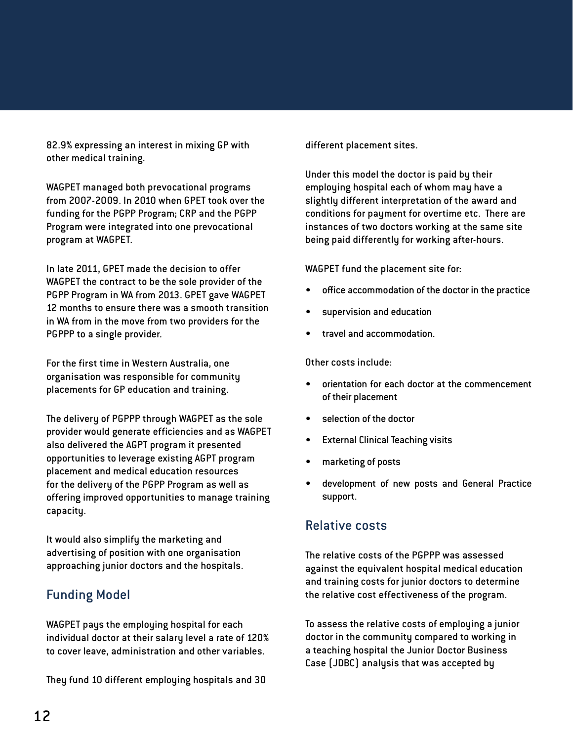82.9% expressing an interest in mixing GP with other medical training.

WAGPET managed both prevocational programs from 2007-2009. In 2010 when GPET took over the funding for the PGPP Program; CRP and the PGPP Program were integrated into one prevocational program at WAGPET.

In late 2011, GPET made the decision to offer WAGPET the contract to be the sole provider of the PGPP Program in WA from 2013. GPET gave WAGPET 12 months to ensure there was a smooth transition in WA from in the move from two providers for the PGPPP to a single provider.

For the first time in Western Australia, one organisation was responsible for community placements for GP education and training.

The delivery of PGPPP through WAGPET as the sole provider would generate efficiencies and as WAGPET also delivered the AGPT program it presented opportunities to leverage existing AGPT program placement and medical education resources for the delivery of the PGPP Program as well as offering improved opportunities to manage training capacity.

It would also simplify the marketing and advertising of position with one organisation approaching junior doctors and the hospitals.

## Funding Model

WAGPET pays the employing hospital for each individual doctor at their salary level a rate of 120% to cover leave, administration and other variables.

They fund 10 different employing hospitals and 30 different placement sites.

Under this model the doctor is paid by their employing hospital each of whom may have a slightly different interpretation of the award and conditions for payment for overtime etc. There are instances of two doctors working at the same site being paid differently for working after-hours.

WAGPET fund the placement site for:

- office accommodation of the doctor in the practice
- supervision and education
- travel and accommodation.

Other costs include:

- orientation for each doctor at the commencement of their placement
- selection of the doctor
- External Clinical Teaching visits
- marketing of posts
- development of new posts and General Practice support.

## Relative costs

The relative costs of the PGPPP was assessed against the equivalent hospital medical education and training costs for junior doctors to determine the relative cost effectiveness of the program.

To assess the relative costs of employing a junior doctor in the community compared to working in a teaching hospital the Junior Doctor Business Case (JDBC) analysis that was accepted by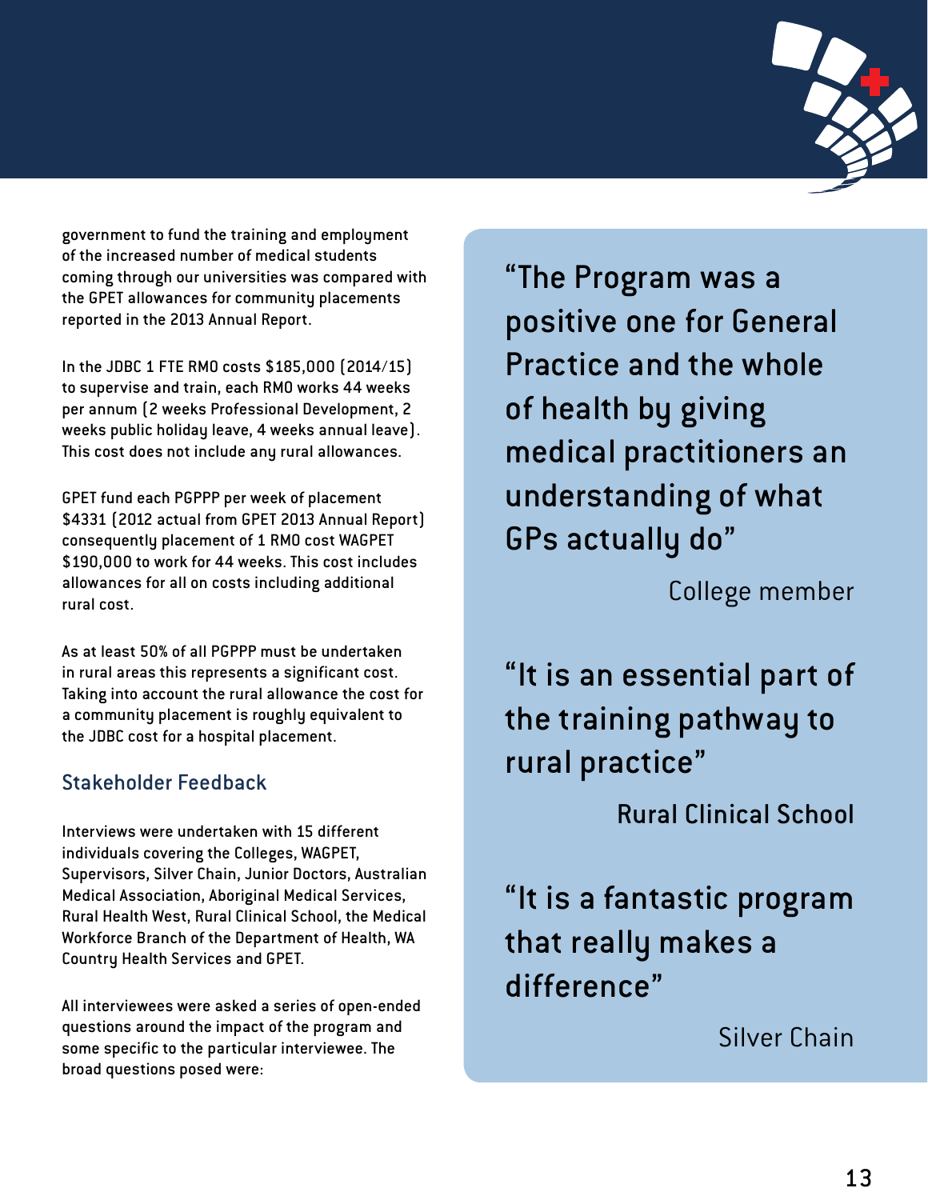government to fund the training and employment of the increased number of medical students coming through our universities was compared with the GPET allowances for community placements reported in the 2013 Annual Report.

In the JDBC 1 FTE RMO costs $185,000 (2014/15) to supervise and train, each RMO works 44 weeks per annum (2 weeks Professional Development, 2 weeks public holiday leave, 4 weeks annual leave). This cost does not include any rural allowances.

GPET fund each PGPPP per week of placement $4331 (2012 actual from GPET 2013 Annual Report) consequently placement of 1 RMO cost WAGPET $190,000 to work for 44 weeks. This cost includes allowances for all on costs including additional rural cost.

As at least 50% of all PGPPP must be undertaken in rural areas this represents a significant cost. Taking into account the rural allowance the cost for a community placement is roughly equivalent to the JDBC cost for a hospital placement.

## Stakeholder Feedback

Interviews were undertaken with 15 different individuals covering the Colleges, WAGPET, Supervisors, Silver Chain, Junior Doctors, Australian Medical Association, Aboriginal Medical Services, Rural Health West, Rural Clinical School, the Medical Workforce Branch of the Department of Health, WA Country Health Services and GPET.

All interviewees were asked a series of open-ended questions around the impact of the program and some specific to the particular interviewee. The broad questions posed were:

> "The Program was a positive one for General Practice and the whole of health by giving medical practitioners an understanding of what GPs actually do"
>
> College member

> "It is an essential part of the training pathway to rural practice"
>
> Rural Clinical School

> "It is a fantastic program that really makes a difference"
>
> Silver Chain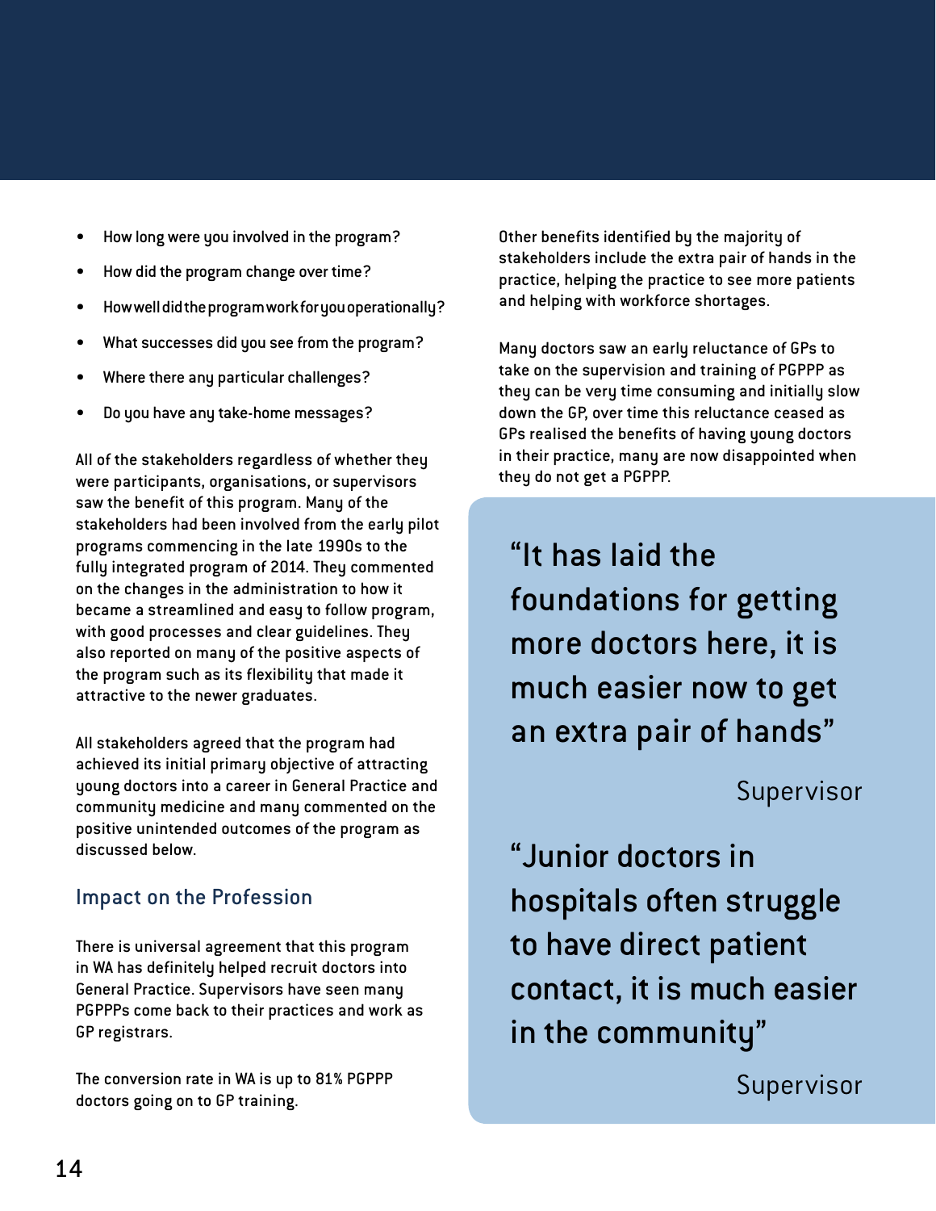- How long were you involved in the program?
- How did the program change over time?
- How well did the program work for you operationally?
- What successes did you see from the program?
- Where there any particular challenges?
- Do you have any take-home messages?

All of the stakeholders regardless of whether they were participants, organisations, or supervisors saw the benefit of this program. Many of the stakeholders had been involved from the early pilot programs commencing in the late 1990s to the fully integrated program of 2014. They commented on the changes in the administration to how it became a streamlined and easy to follow program, with good processes and clear guidelines. They also reported on many of the positive aspects of the program such as its flexibility that made it attractive to the newer graduates.

All stakeholders agreed that the program had achieved its initial primary objective of attracting young doctors into a career in General Practice and community medicine and many commented on the positive unintended outcomes of the program as discussed below.

## Impact on the Profession

There is universal agreement that this program in WA has definitely helped recruit doctors into General Practice. Supervisors have seen many PGPPPs come back to their practices and work as GP registrars.

The conversion rate in WA is up to 81% PGPPP doctors going on to GP training.

Other benefits identified by the majority of stakeholders include the extra pair of hands in the practice, helping the practice to see more patients and helping with workforce shortages.

Many doctors saw an early reluctance of GPs to take on the supervision and training of PGPPP as they can be very time consuming and initially slow down the GP, over time this reluctance ceased as GPs realised the benefits of having young doctors in their practice, many are now disappointed when they do not get a PGPPP.

> "It has laid the foundations for getting more doctors here, it is much easier now to get an extra pair of hands"
>
> Supervisor

> "Junior doctors in hospitals often struggle to have direct patient contact, it is much easier in the community"
>
> Supervisor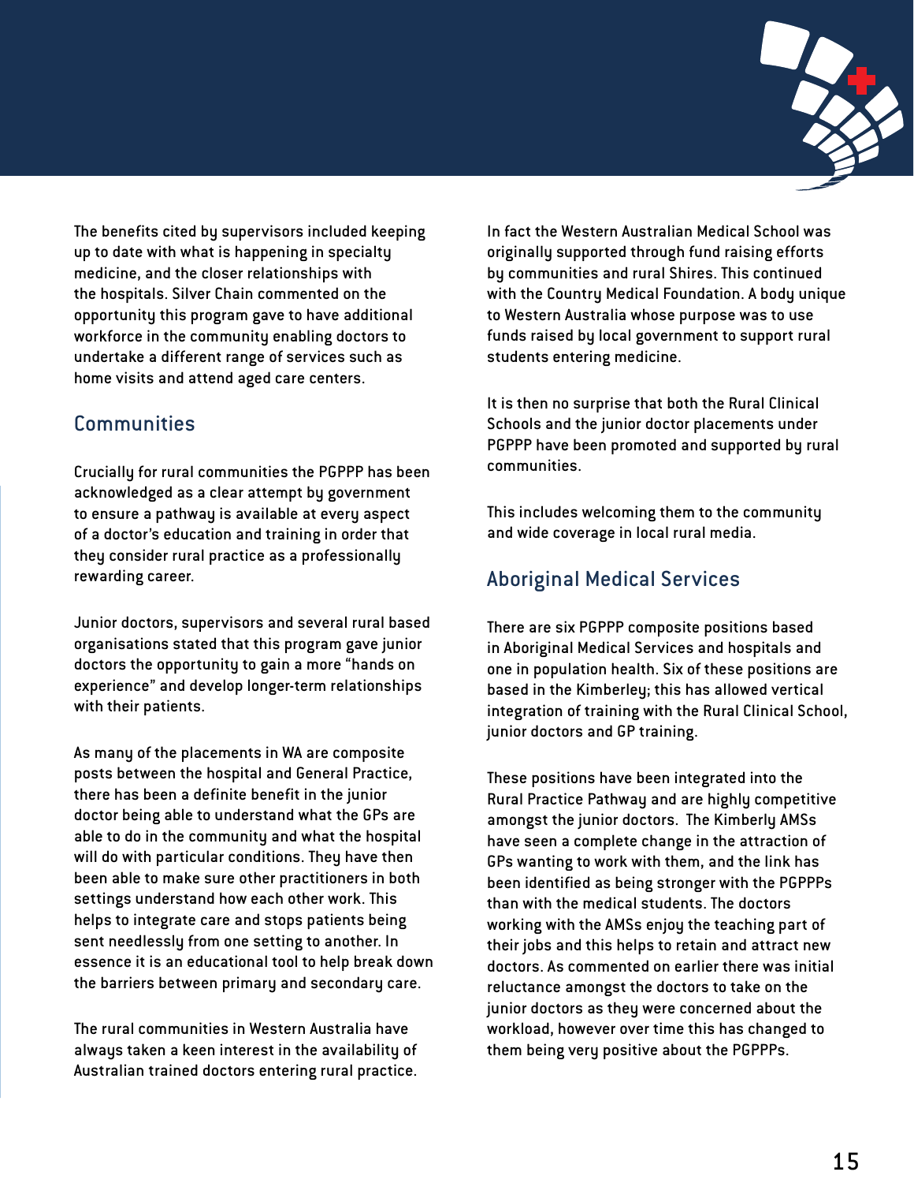The benefits cited by supervisors included keeping up to date with what is happening in specialty medicine, and the closer relationships with the hospitals. Silver Chain commented on the opportunity this program gave to have additional workforce in the community enabling doctors to undertake a different range of services such as home visits and attend aged care centers.

## Communities

Crucially for rural communities the PGPPP has been acknowledged as a clear attempt by government to ensure a pathway is available at every aspect of a doctor's education and training in order that they consider rural practice as a professionally rewarding career.

Junior doctors, supervisors and several rural based organisations stated that this program gave junior doctors the opportunity to gain a more "hands on experience" and develop longer-term relationships with their patients.

As many of the placements in WA are composite posts between the hospital and General Practice, there has been a definite benefit in the junior doctor being able to understand what the GPs are able to do in the community and what the hospital will do with particular conditions. They have then been able to make sure other practitioners in both settings understand how each other work. This helps to integrate care and stops patients being sent needlessly from one setting to another. In essence it is an educational tool to help break down the barriers between primary and secondary care.

The rural communities in Western Australia have always taken a keen interest in the availability of Australian trained doctors entering rural practice.

In fact the Western Australian Medical School was originally supported through fund raising efforts by communities and rural Shires. This continued with the Country Medical Foundation. A body unique to Western Australia whose purpose was to use funds raised by local government to support rural students entering medicine.

It is then no surprise that both the Rural Clinical Schools and the junior doctor placements under PGPPP have been promoted and supported by rural communities.

This includes welcoming them to the community and wide coverage in local rural media.

## Aboriginal Medical Services

There are six PGPPP composite positions based in Aboriginal Medical Services and hospitals and one in population health. Six of these positions are based in the Kimberley; this has allowed vertical integration of training with the Rural Clinical School, junior doctors and GP training.

These positions have been integrated into the Rural Practice Pathway and are highly competitive amongst the junior doctors. The Kimberly AMSs have seen a complete change in the attraction of GPs wanting to work with them, and the link has been identified as being stronger with the PGPPPs than with the medical students. The doctors working with the AMSs enjoy the teaching part of their jobs and this helps to retain and attract new doctors. As commented on earlier there was initial reluctance amongst the doctors to take on the junior doctors as they were concerned about the workload, however over time this has changed to them being very positive about the PGPPPs.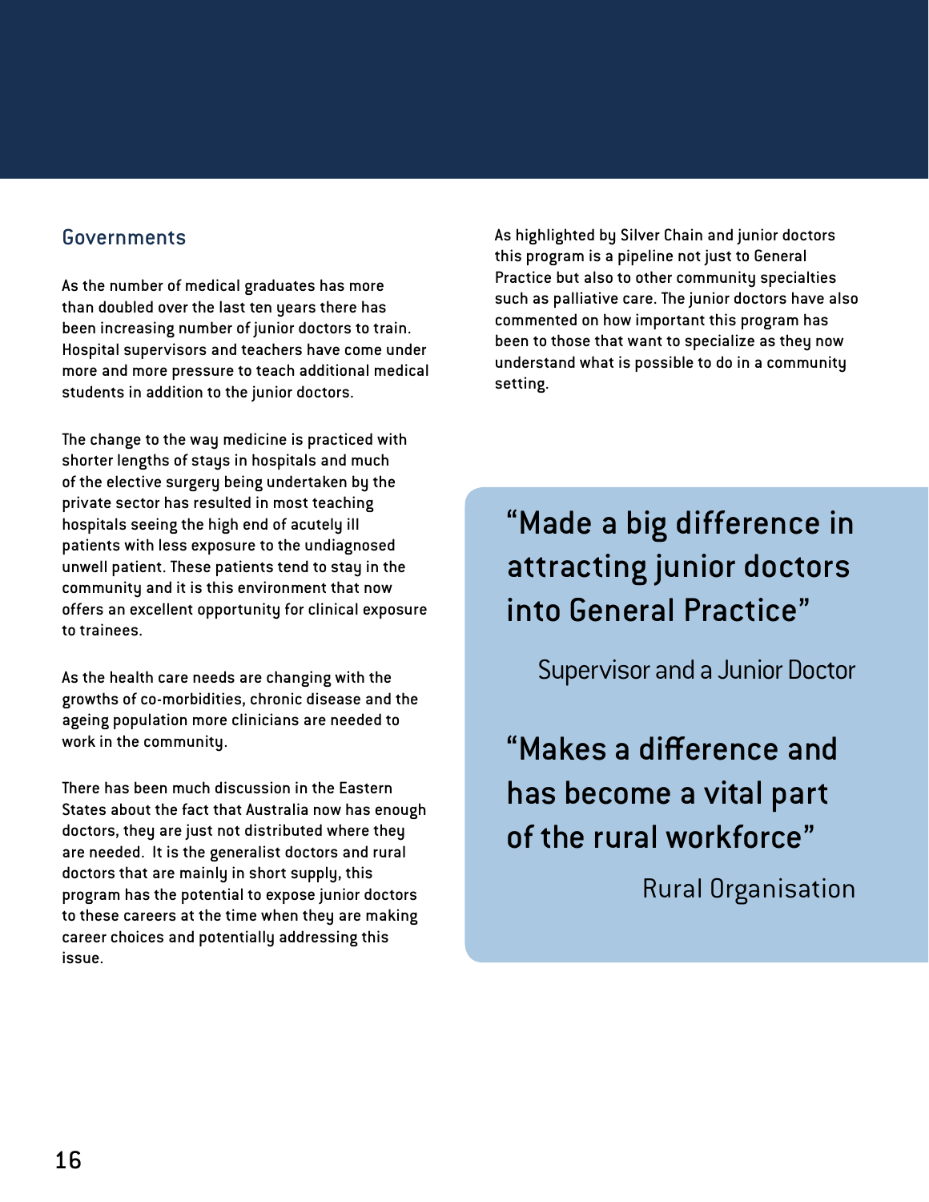## Governments

As the number of medical graduates has more than doubled over the last ten years there has been increasing number of junior doctors to train. Hospital supervisors and teachers have come under more and more pressure to teach additional medical students in addition to the junior doctors.

The change to the way medicine is practiced with shorter lengths of stays in hospitals and much of the elective surgery being undertaken by the private sector has resulted in most teaching hospitals seeing the high end of acutely ill patients with less exposure to the undiagnosed unwell patient. These patients tend to stay in the community and it is this environment that now offers an excellent opportunity for clinical exposure to trainees.

As the health care needs are changing with the growths of co-morbidities, chronic disease and the ageing population more clinicians are needed to work in the community.

There has been much discussion in the Eastern States about the fact that Australia now has enough doctors, they are just not distributed where they are needed. It is the generalist doctors and rural doctors that are mainly in short supply, this program has the potential to expose junior doctors to these careers at the time when they are making career choices and potentially addressing this issue.

As highlighted by Silver Chain and junior doctors this program is a pipeline not just to General Practice but also to other community specialties such as palliative care. The junior doctors have also commented on how important this program has been to those that want to specialize as they now understand what is possible to do in a community setting.

> "Made a big difference in attracting junior doctors into General Practice"
>
> Supervisor and a Junior Doctor

> "Makes a difference and has become a vital part of the rural workforce"
>
> Rural Organisation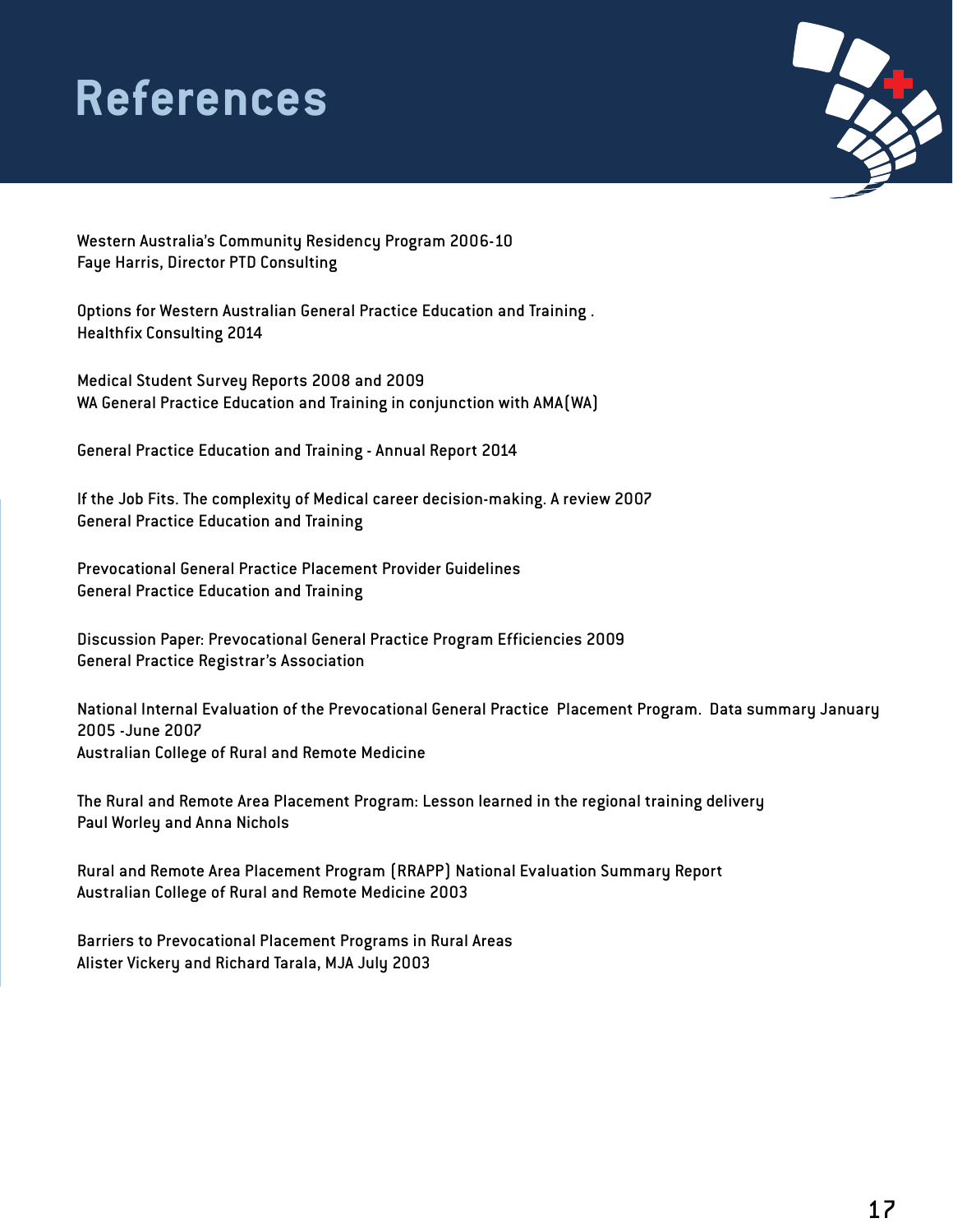# References

Western Australia's Community Residency Program 2006-10
Faye Harris, Director PTD Consulting

Options for Western Australian General Practice Education and Training .
Healthfix Consulting 2014

Medical Student Survey Reports 2008 and 2009
WA General Practice Education and Training in conjunction with AMA(WA)

General Practice Education and Training - Annual Report 2014

If the Job Fits. The complexity of Medical career decision-making. A review 2007
General Practice Education and Training

Prevocational General Practice Placement Provider Guidelines
General Practice Education and Training

Discussion Paper: Prevocational General Practice Program Efficiencies 2009
General Practice Registrar's Association

National Internal Evaluation of the Prevocational General Practice Placement Program. Data summary January 2005 -June 2007
Australian College of Rural and Remote Medicine

The Rural and Remote Area Placement Program: Lesson learned in the regional training delivery
Paul Worley and Anna Nichols

Rural and Remote Area Placement Program (RRAPP) National Evaluation Summary Report
Australian College of Rural and Remote Medicine 2003

Barriers to Prevocational Placement Programs in Rural Areas
Alister Vickery and Richard Tarala, MJA July 2003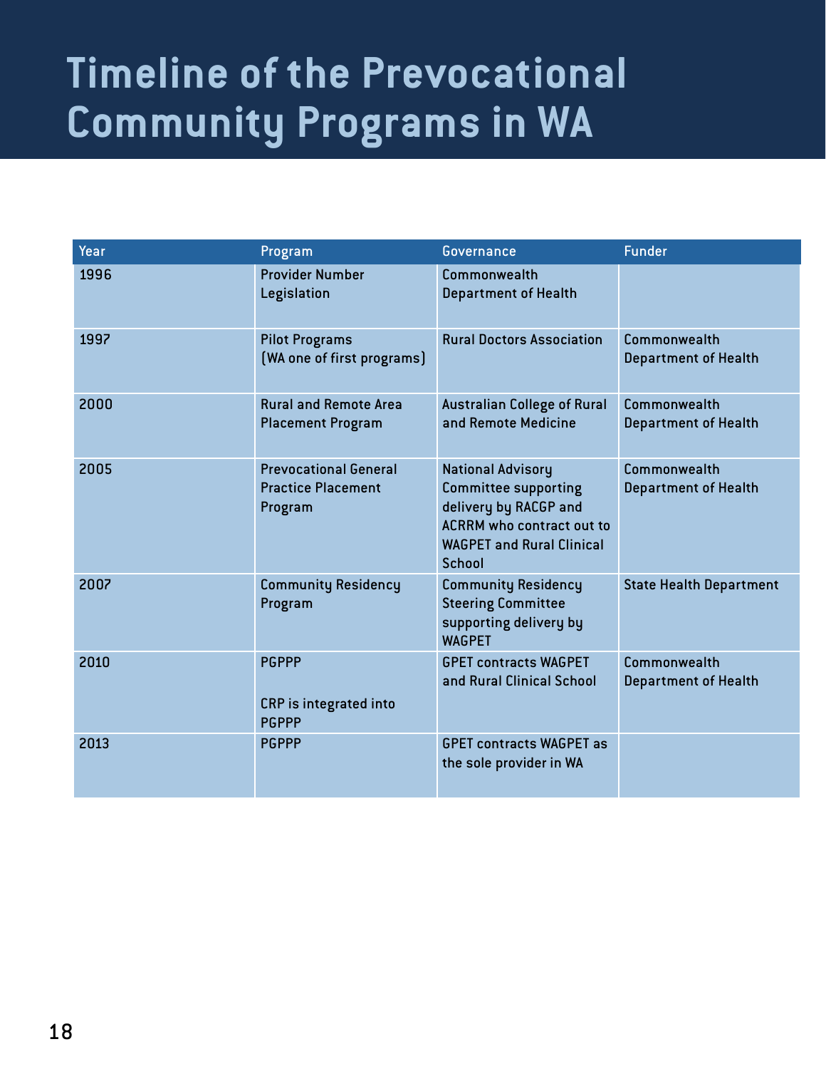# Timeline of the Prevocational Community Programs in WA

| Year | Program | Governance | Funder |
|---|---|---|---|
| 1996 | Provider Number Legislation | Commonwealth Department of Health | |
| 1997 | Pilot Programs (WA one of first programs) | Rural Doctors Association | Commonwealth Department of Health |
| 2000 | Rural and Remote Area Placement Program | Australian College of Rural and Remote Medicine | Commonwealth Department of Health |
| 2005 | Prevocational General Practice Placement Program | National Advisory Committee supporting delivery by RACGP and ACRRM who contract out to WAGPET and Rural Clinical School | Commonwealth Department of Health |
| 2007 | Community Residency Program | Community Residency Steering Committee supporting delivery by WAGPET | State Health Department |
| 2010 | PGPPP<br><br>CRP is integrated into PGPPP | GPET contracts WAGPET and Rural Clinical School | Commonwealth Department of Health |
| 2013 | PGPPP | GPET contracts WAGPET as the sole provider in WA | |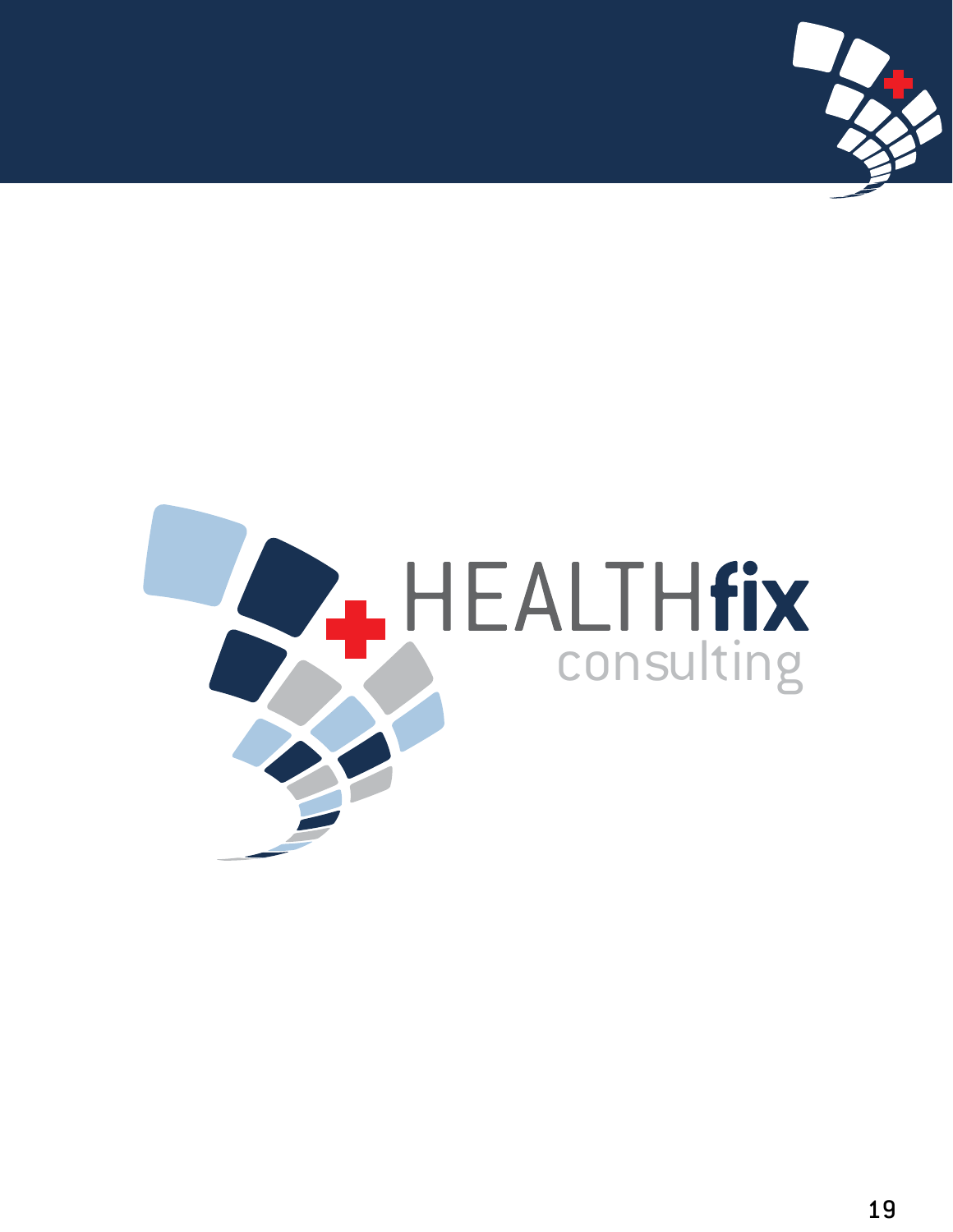HEALTHfix

consulting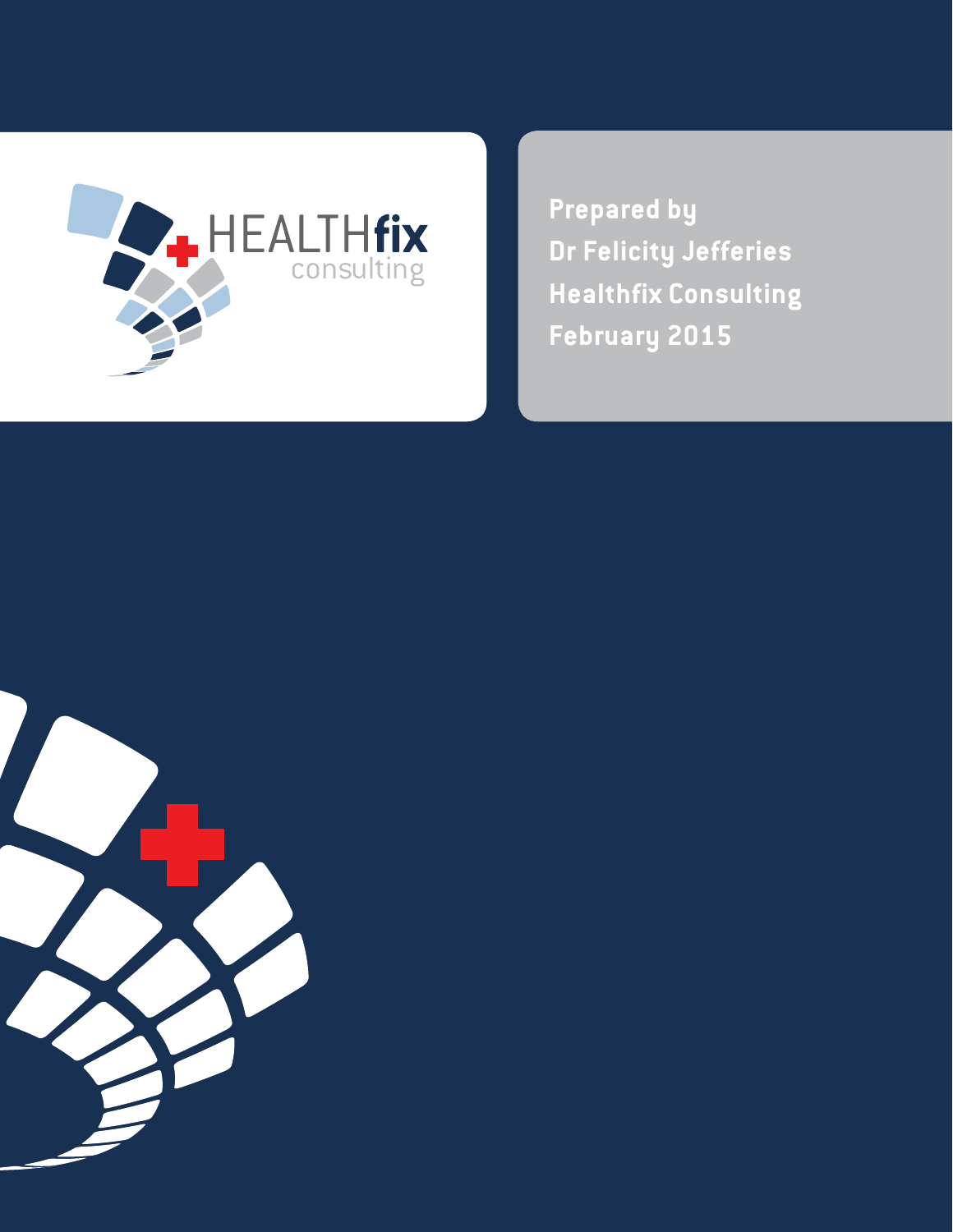HEALTHfix consulting

Prepared by
Dr Felicity Jefferies
Healthfix Consulting
February 2015